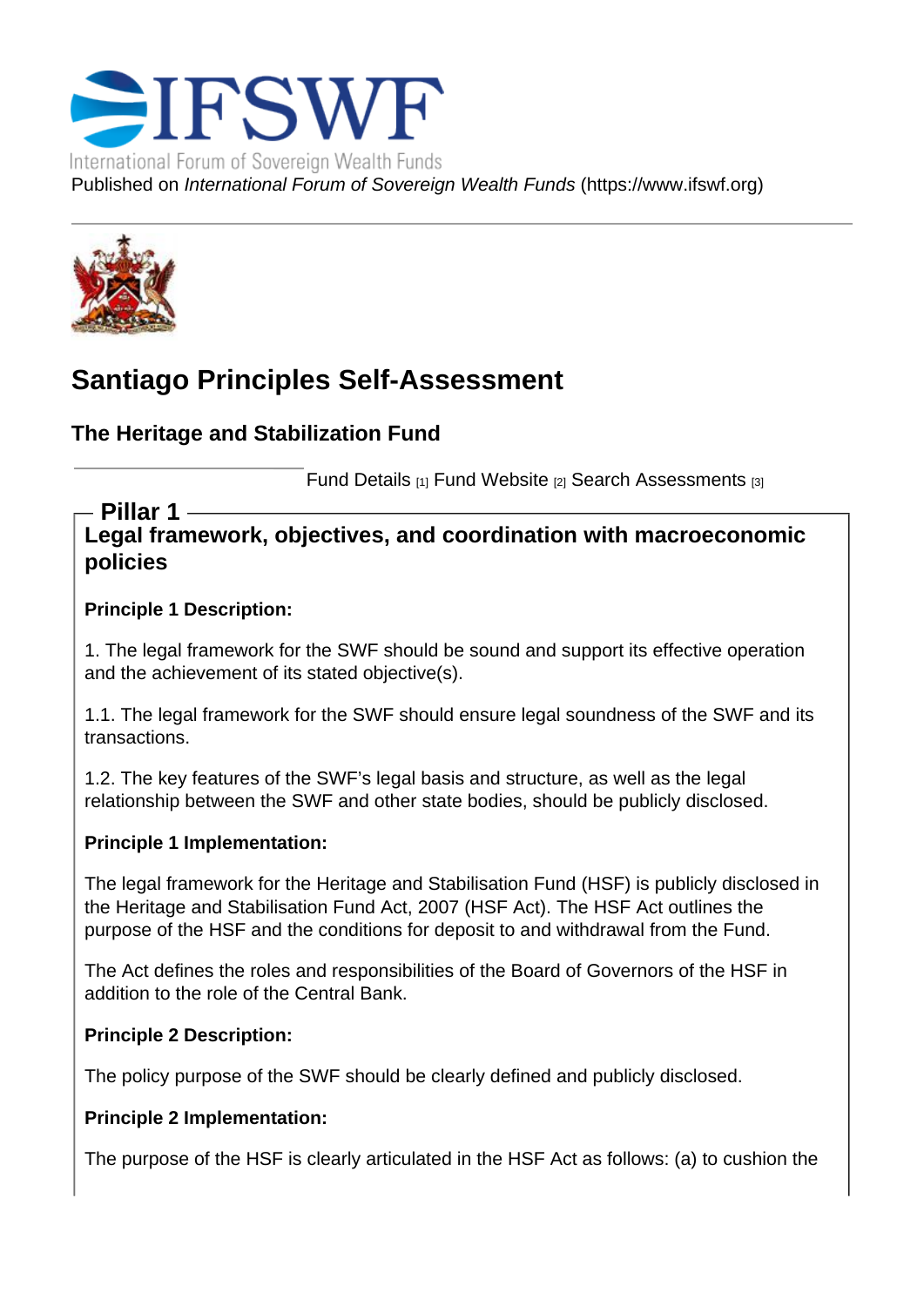IFSWF

International Forum of Sovereign Wealth Funds

Published on *International Forum of Sovereign Wealth Funds* (https://www.ifswf.org)

# Santiago Principles Self-Assessment

## The Heritage and Stabilization Fund

Fund Details [1] Fund Website [2] Search Assessments [3]

### Pillar 1

### Legal framework, objectives, and coordination with macroeconomic policies

**Principle 1 Description:**

1. The legal framework for the SWF should be sound and support its effective operation and the achievement of its stated objective(s).

1.1. The legal framework for the SWF should ensure legal soundness of the SWF and its transactions.

1.2. The key features of the SWF's legal basis and structure, as well as the legal relationship between the SWF and other state bodies, should be publicly disclosed.

**Principle 1 Implementation:**

The legal framework for the Heritage and Stabilisation Fund (HSF) is publicly disclosed in the Heritage and Stabilisation Fund Act, 2007 (HSF Act). The HSF Act outlines the purpose of the HSF and the conditions for deposit to and withdrawal from the Fund.

The Act defines the roles and responsibilities of the Board of Governors of the HSF in addition to the role of the Central Bank.

**Principle 2 Description:**

The policy purpose of the SWF should be clearly defined and publicly disclosed.

**Principle 2 Implementation:**

The purpose of the HSF is clearly articulated in the HSF Act as follows: (a) to cushion the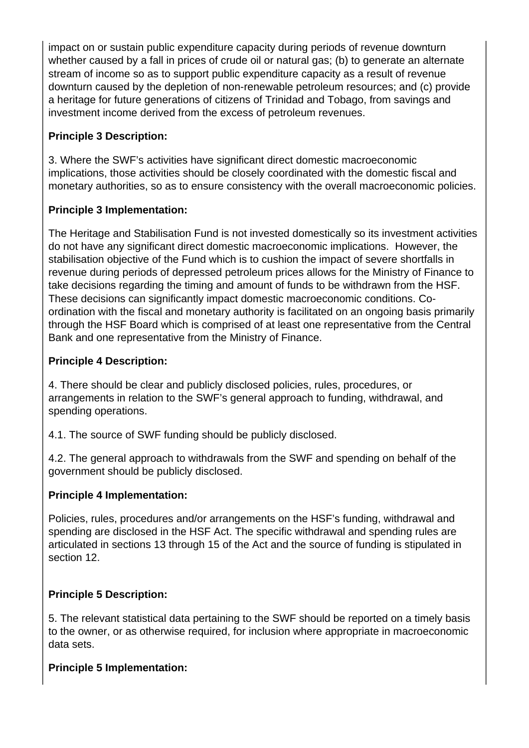impact on or sustain public expenditure capacity during periods of revenue downturn whether caused by a fall in prices of crude oil or natural gas; (b) to generate an alternate stream of income so as to support public expenditure capacity as a result of revenue downturn caused by the depletion of non-renewable petroleum resources; and (c) provide a heritage for future generations of citizens of Trinidad and Tobago, from savings and investment income derived from the excess of petroleum revenues.

**Principle 3 Description:**

3. Where the SWF's activities have significant direct domestic macroeconomic implications, those activities should be closely coordinated with the domestic fiscal and monetary authorities, so as to ensure consistency with the overall macroeconomic policies.

**Principle 3 Implementation:**

The Heritage and Stabilisation Fund is not invested domestically so its investment activities do not have any significant direct domestic macroeconomic implications. However, the stabilisation objective of the Fund which is to cushion the impact of severe shortfalls in revenue during periods of depressed petroleum prices allows for the Ministry of Finance to take decisions regarding the timing and amount of funds to be withdrawn from the HSF. These decisions can significantly impact domestic macroeconomic conditions. Co-ordination with the fiscal and monetary authority is facilitated on an ongoing basis primarily through the HSF Board which is comprised of at least one representative from the Central Bank and one representative from the Ministry of Finance.

**Principle 4 Description:**

4. There should be clear and publicly disclosed policies, rules, procedures, or arrangements in relation to the SWF's general approach to funding, withdrawal, and spending operations.

4.1. The source of SWF funding should be publicly disclosed.

4.2. The general approach to withdrawals from the SWF and spending on behalf of the government should be publicly disclosed.

**Principle 4 Implementation:**

Policies, rules, procedures and/or arrangements on the HSF's funding, withdrawal and spending are disclosed in the HSF Act. The specific withdrawal and spending rules are articulated in sections 13 through 15 of the Act and the source of funding is stipulated in section 12.

**Principle 5 Description:**

5. The relevant statistical data pertaining to the SWF should be reported on a timely basis to the owner, or as otherwise required, for inclusion where appropriate in macroeconomic data sets.

**Principle 5 Implementation:**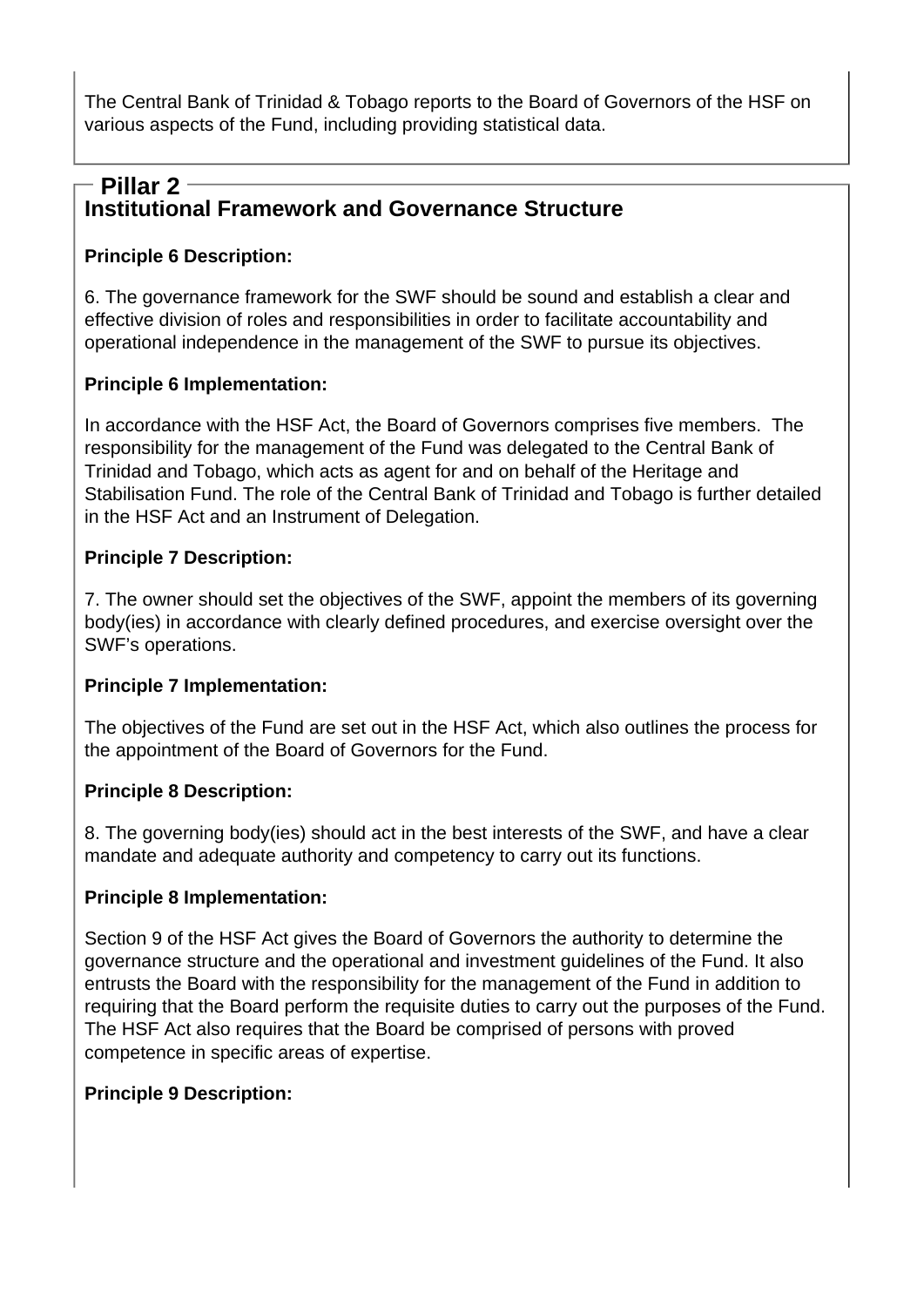The Central Bank of Trinidad & Tobago reports to the Board of Governors of the HSF on various aspects of the Fund, including providing statistical data.

## Pillar 2

## Institutional Framework and Governance Structure

**Principle 6 Description:**

6. The governance framework for the SWF should be sound and establish a clear and effective division of roles and responsibilities in order to facilitate accountability and operational independence in the management of the SWF to pursue its objectives.

**Principle 6 Implementation:**

In accordance with the HSF Act, the Board of Governors comprises five members. The responsibility for the management of the Fund was delegated to the Central Bank of Trinidad and Tobago, which acts as agent for and on behalf of the Heritage and Stabilisation Fund. The role of the Central Bank of Trinidad and Tobago is further detailed in the HSF Act and an Instrument of Delegation.

**Principle 7 Description:**

7. The owner should set the objectives of the SWF, appoint the members of its governing body(ies) in accordance with clearly defined procedures, and exercise oversight over the SWF's operations.

**Principle 7 Implementation:**

The objectives of the Fund are set out in the HSF Act, which also outlines the process for the appointment of the Board of Governors for the Fund.

**Principle 8 Description:**

8. The governing body(ies) should act in the best interests of the SWF, and have a clear mandate and adequate authority and competency to carry out its functions.

**Principle 8 Implementation:**

Section 9 of the HSF Act gives the Board of Governors the authority to determine the governance structure and the operational and investment guidelines of the Fund. It also entrusts the Board with the responsibility for the management of the Fund in addition to requiring that the Board perform the requisite duties to carry out the purposes of the Fund. The HSF Act also requires that the Board be comprised of persons with proved competence in specific areas of expertise.

**Principle 9 Description:**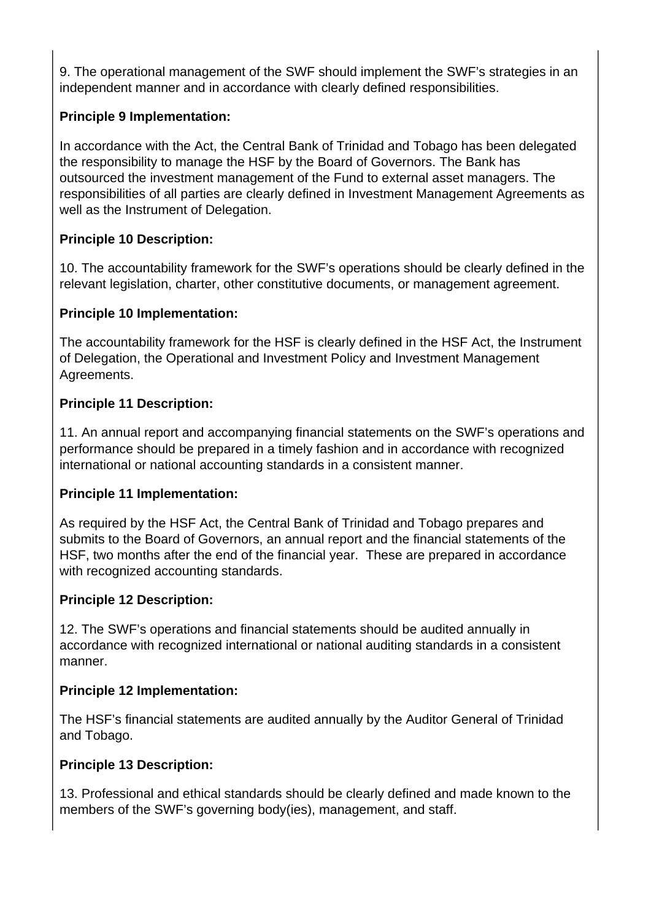9. The operational management of the SWF should implement the SWF's strategies in an independent manner and in accordance with clearly defined responsibilities.

**Principle 9 Implementation:**

In accordance with the Act, the Central Bank of Trinidad and Tobago has been delegated the responsibility to manage the HSF by the Board of Governors. The Bank has outsourced the investment management of the Fund to external asset managers. The responsibilities of all parties are clearly defined in Investment Management Agreements as well as the Instrument of Delegation.

**Principle 10 Description:**

10. The accountability framework for the SWF's operations should be clearly defined in the relevant legislation, charter, other constitutive documents, or management agreement.

**Principle 10 Implementation:**

The accountability framework for the HSF is clearly defined in the HSF Act, the Instrument of Delegation, the Operational and Investment Policy and Investment Management Agreements.

**Principle 11 Description:**

11. An annual report and accompanying financial statements on the SWF's operations and performance should be prepared in a timely fashion and in accordance with recognized international or national accounting standards in a consistent manner.

**Principle 11 Implementation:**

As required by the HSF Act, the Central Bank of Trinidad and Tobago prepares and submits to the Board of Governors, an annual report and the financial statements of the HSF, two months after the end of the financial year. These are prepared in accordance with recognized accounting standards.

**Principle 12 Description:**

12. The SWF's operations and financial statements should be audited annually in accordance with recognized international or national auditing standards in a consistent manner.

**Principle 12 Implementation:**

The HSF's financial statements are audited annually by the Auditor General of Trinidad and Tobago.

**Principle 13 Description:**

13. Professional and ethical standards should be clearly defined and made known to the members of the SWF's governing body(ies), management, and staff.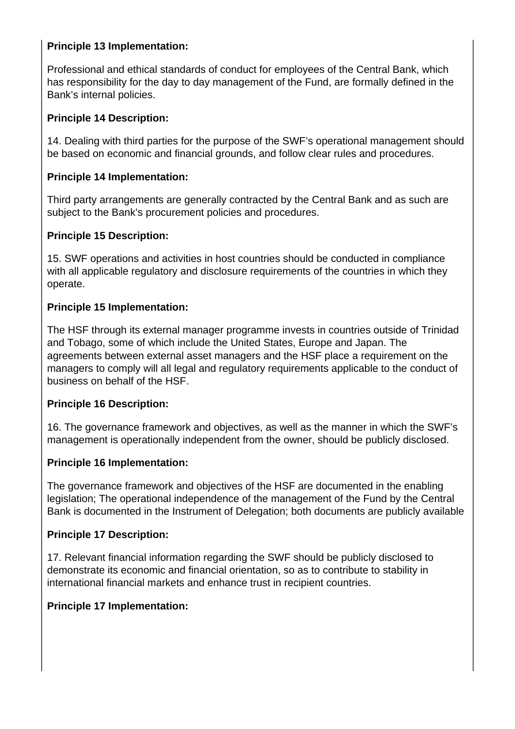**Principle 13 Implementation:**

Professional and ethical standards of conduct for employees of the Central Bank, which has responsibility for the day to day management of the Fund, are formally defined in the Bank's internal policies.

**Principle 14 Description:**

14. Dealing with third parties for the purpose of the SWF's operational management should be based on economic and financial grounds, and follow clear rules and procedures.

**Principle 14 Implementation:**

Third party arrangements are generally contracted by the Central Bank and as such are subject to the Bank's procurement policies and procedures.

**Principle 15 Description:**

15. SWF operations and activities in host countries should be conducted in compliance with all applicable regulatory and disclosure requirements of the countries in which they operate.

**Principle 15 Implementation:**

The HSF through its external manager programme invests in countries outside of Trinidad and Tobago, some of which include the United States, Europe and Japan. The agreements between external asset managers and the HSF place a requirement on the managers to comply will all legal and regulatory requirements applicable to the conduct of business on behalf of the HSF.

**Principle 16 Description:**

16. The governance framework and objectives, as well as the manner in which the SWF's management is operationally independent from the owner, should be publicly disclosed.

**Principle 16 Implementation:**

The governance framework and objectives of the HSF are documented in the enabling legislation; The operational independence of the management of the Fund by the Central Bank is documented in the Instrument of Delegation; both documents are publicly available

**Principle 17 Description:**

17. Relevant financial information regarding the SWF should be publicly disclosed to demonstrate its economic and financial orientation, so as to contribute to stability in international financial markets and enhance trust in recipient countries.

**Principle 17 Implementation:**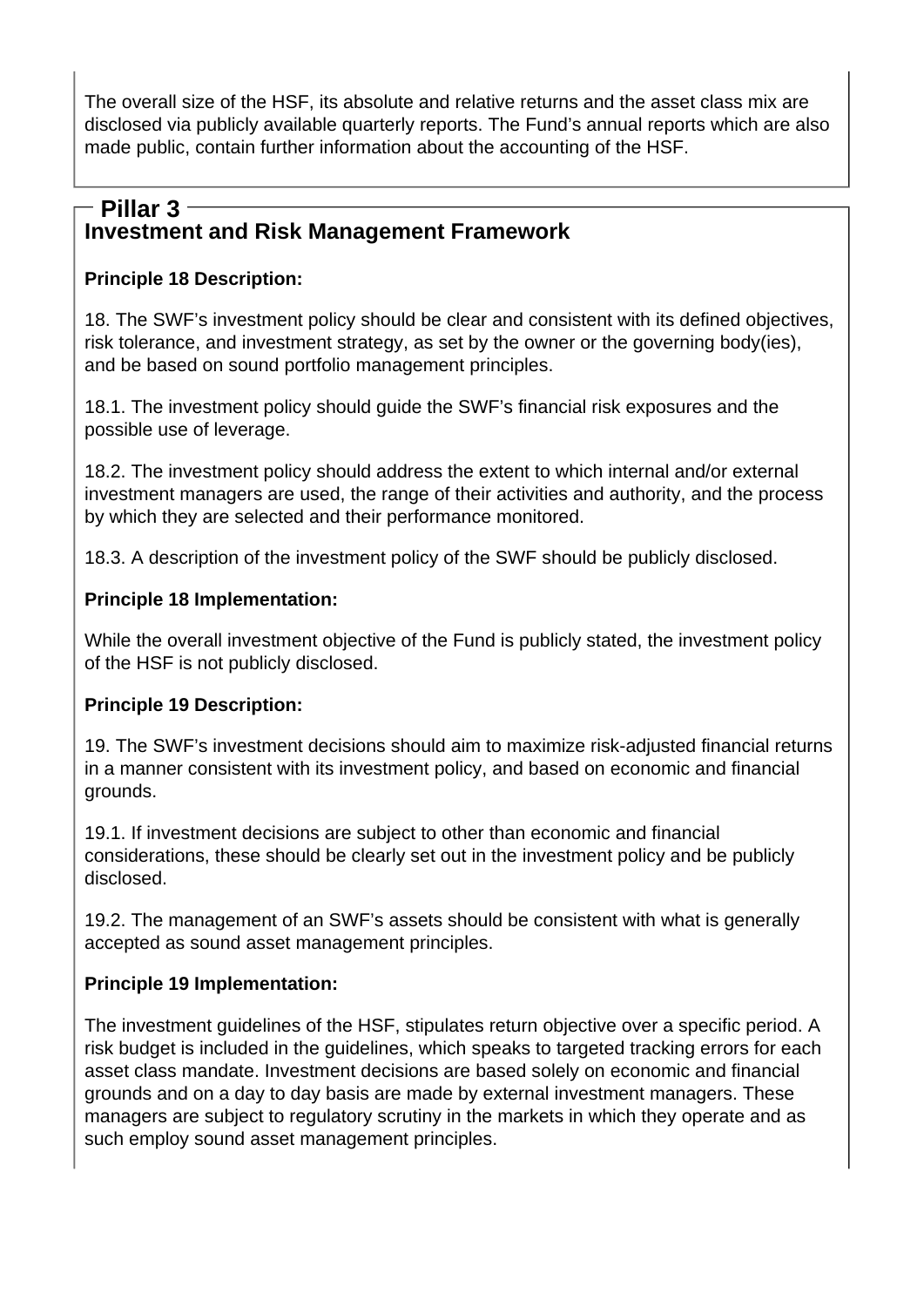The overall size of the HSF, its absolute and relative returns and the asset class mix are disclosed via publicly available quarterly reports. The Fund's annual reports which are also made public, contain further information about the accounting of the HSF.

## Pillar 3
## Investment and Risk Management Framework

**Principle 18 Description:**

18. The SWF's investment policy should be clear and consistent with its defined objectives, risk tolerance, and investment strategy, as set by the owner or the governing body(ies), and be based on sound portfolio management principles.

18.1. The investment policy should guide the SWF's financial risk exposures and the possible use of leverage.

18.2. The investment policy should address the extent to which internal and/or external investment managers are used, the range of their activities and authority, and the process by which they are selected and their performance monitored.

18.3. A description of the investment policy of the SWF should be publicly disclosed.

**Principle 18 Implementation:**

While the overall investment objective of the Fund is publicly stated, the investment policy of the HSF is not publicly disclosed.

**Principle 19 Description:**

19. The SWF's investment decisions should aim to maximize risk-adjusted financial returns in a manner consistent with its investment policy, and based on economic and financial grounds.

19.1. If investment decisions are subject to other than economic and financial considerations, these should be clearly set out in the investment policy and be publicly disclosed.

19.2. The management of an SWF's assets should be consistent with what is generally accepted as sound asset management principles.

**Principle 19 Implementation:**

The investment guidelines of the HSF, stipulates return objective over a specific period. A risk budget is included in the guidelines, which speaks to targeted tracking errors for each asset class mandate. Investment decisions are based solely on economic and financial grounds and on a day to day basis are made by external investment managers. These managers are subject to regulatory scrutiny in the markets in which they operate and as such employ sound asset management principles.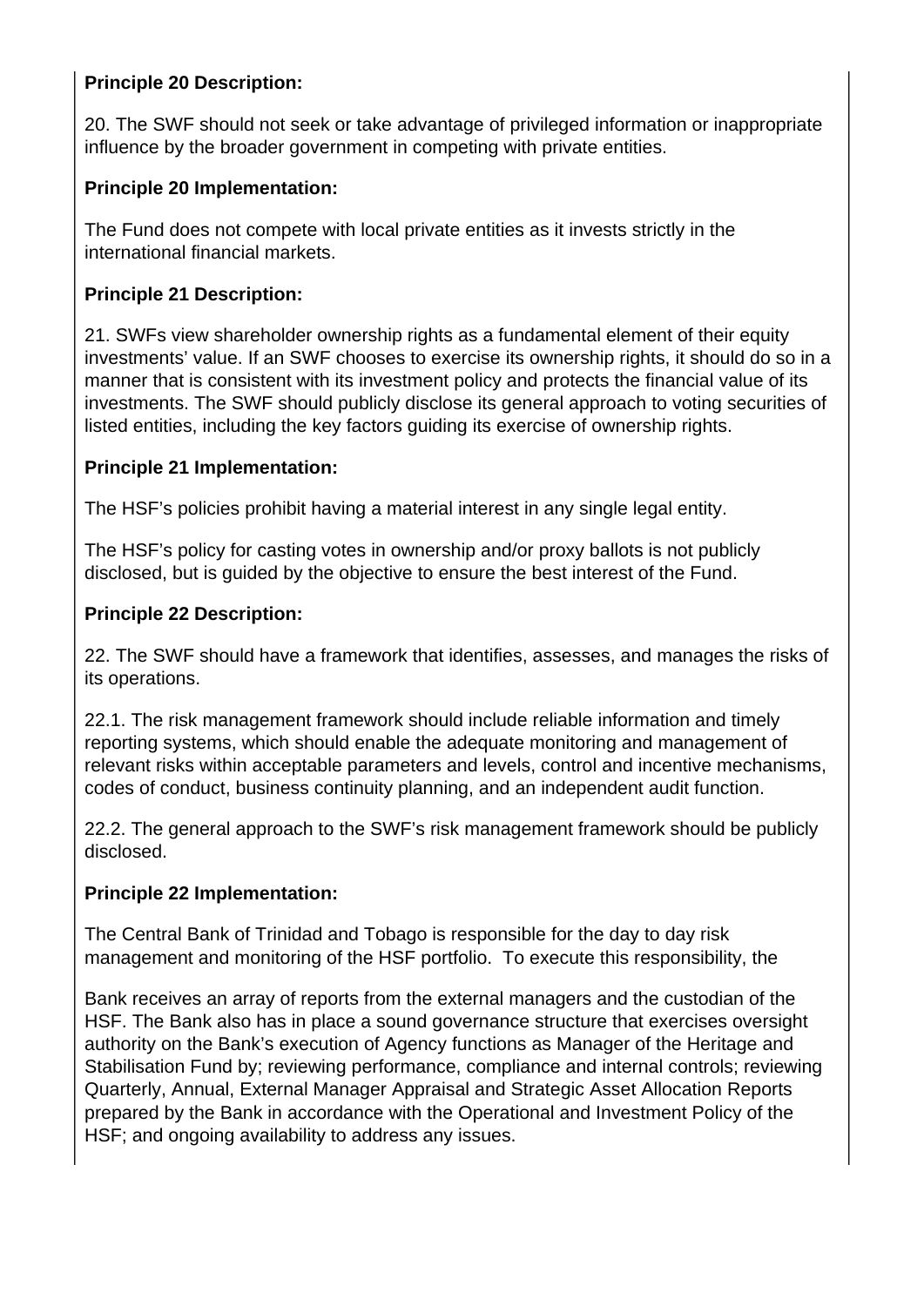**Principle 20 Description:**

20. The SWF should not seek or take advantage of privileged information or inappropriate influence by the broader government in competing with private entities.

**Principle 20 Implementation:**

The Fund does not compete with local private entities as it invests strictly in the international financial markets.

**Principle 21 Description:**

21. SWFs view shareholder ownership rights as a fundamental element of their equity investments' value. If an SWF chooses to exercise its ownership rights, it should do so in a manner that is consistent with its investment policy and protects the financial value of its investments. The SWF should publicly disclose its general approach to voting securities of listed entities, including the key factors guiding its exercise of ownership rights.

**Principle 21 Implementation:**

The HSF's policies prohibit having a material interest in any single legal entity.

The HSF's policy for casting votes in ownership and/or proxy ballots is not publicly disclosed, but is guided by the objective to ensure the best interest of the Fund.

**Principle 22 Description:**

22. The SWF should have a framework that identifies, assesses, and manages the risks of its operations.

22.1. The risk management framework should include reliable information and timely reporting systems, which should enable the adequate monitoring and management of relevant risks within acceptable parameters and levels, control and incentive mechanisms, codes of conduct, business continuity planning, and an independent audit function.

22.2. The general approach to the SWF's risk management framework should be publicly disclosed.

**Principle 22 Implementation:**

The Central Bank of Trinidad and Tobago is responsible for the day to day risk management and monitoring of the HSF portfolio. To execute this responsibility, the Bank receives an array of reports from the external managers and the custodian of the HSF. The Bank also has in place a sound governance structure that exercises oversight authority on the Bank's execution of Agency functions as Manager of the Heritage and Stabilisation Fund by; reviewing performance, compliance and internal controls; reviewing Quarterly, Annual, External Manager Appraisal and Strategic Asset Allocation Reports prepared by the Bank in accordance with the Operational and Investment Policy of the HSF; and ongoing availability to address any issues.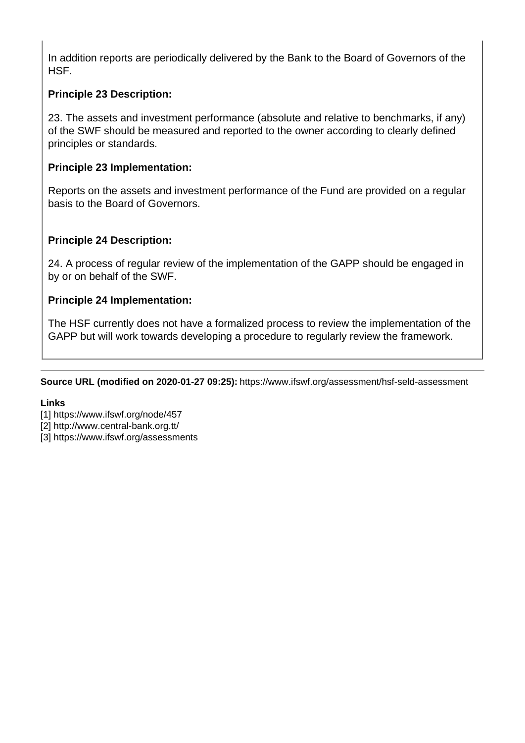In addition reports are periodically delivered by the Bank to the Board of Governors of the HSF.

**Principle 23 Description:**

23. The assets and investment performance (absolute and relative to benchmarks, if any) of the SWF should be measured and reported to the owner according to clearly defined principles or standards.

**Principle 23 Implementation:**

Reports on the assets and investment performance of the Fund are provided on a regular basis to the Board of Governors.

**Principle 24 Description:**

24. A process of regular review of the implementation of the GAPP should be engaged in by or on behalf of the SWF.

**Principle 24 Implementation:**

The HSF currently does not have a formalized process to review the implementation of the GAPP but will work towards developing a procedure to regularly review the framework.

---

**Source URL (modified on 2020-01-27 09:25):** https://www.ifswf.org/assessment/hsf-seld-assessment

**Links**

[1] https://www.ifswf.org/node/457
[2] http://www.central-bank.org.tt/
[3] https://www.ifswf.org/assessments